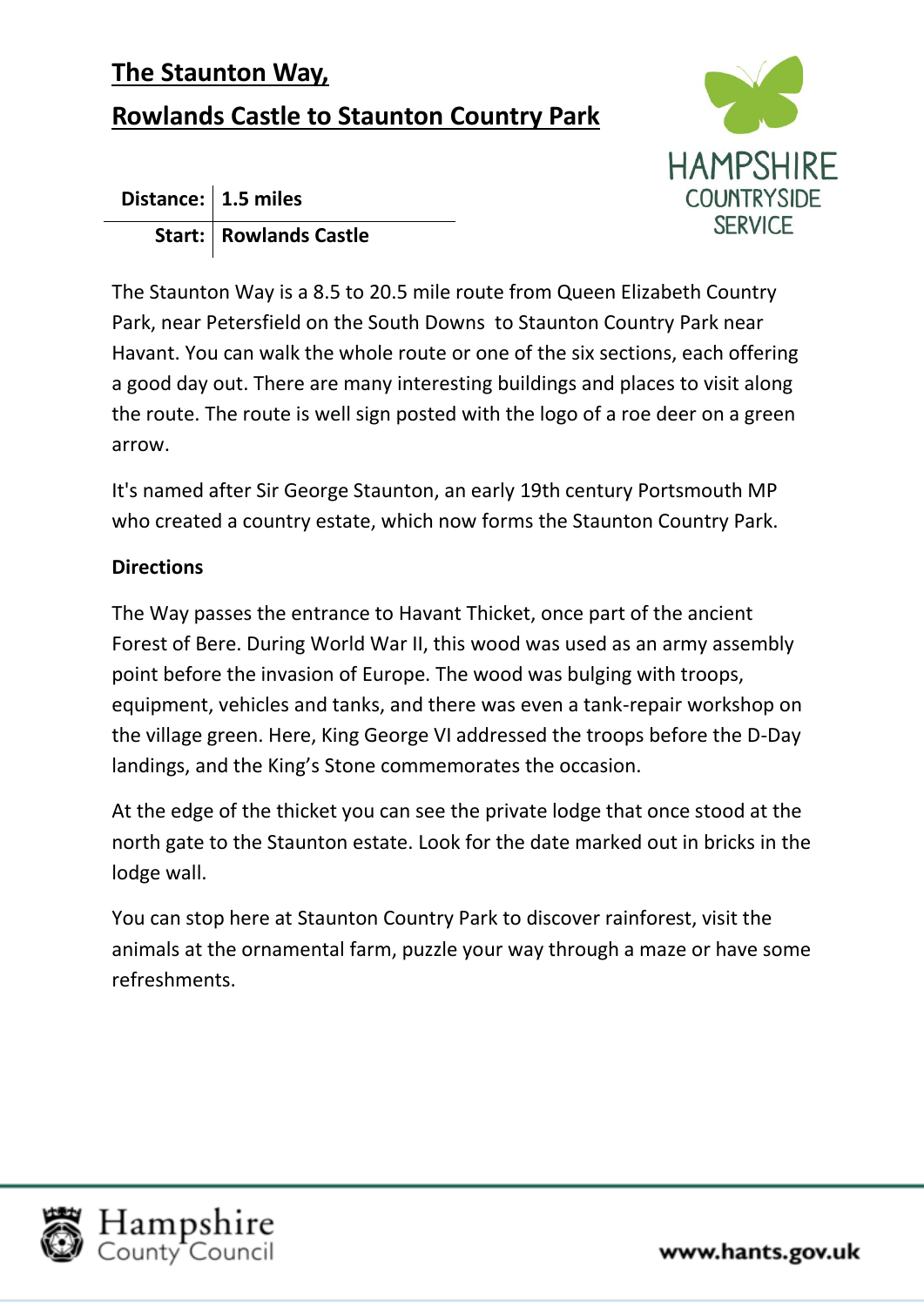# The Staunton Way,

# Rowlands Castle to Staunton Country Park

| Distance: | 1.5 miles |
|---|---|
| Start: | Rowlands Castle |

The Staunton Way is a 8.5 to 20.5 mile route from Queen Elizabeth Country Park, near Petersfield on the South Downs to Staunton Country Park near Havant. You can walk the whole route or one of the six sections, each offering a good day out. There are many interesting buildings and places to visit along the route. The route is well sign posted with the logo of a roe deer on a green arrow.

It's named after Sir George Staunton, an early 19th century Portsmouth MP who created a country estate, which now forms the Staunton Country Park.

**Directions**

The Way passes the entrance to Havant Thicket, once part of the ancient Forest of Bere. During World War II, this wood was used as an army assembly point before the invasion of Europe. The wood was bulging with troops, equipment, vehicles and tanks, and there was even a tank-repair workshop on the village green. Here, King George VI addressed the troops before the D-Day landings, and the King's Stone commemorates the occasion.

At the edge of the thicket you can see the private lodge that once stood at the north gate to the Staunton estate. Look for the date marked out in bricks in the lodge wall.

You can stop here at Staunton Country Park to discover rainforest, visit the animals at the ornamental farm, puzzle your way through a maze or have some refreshments.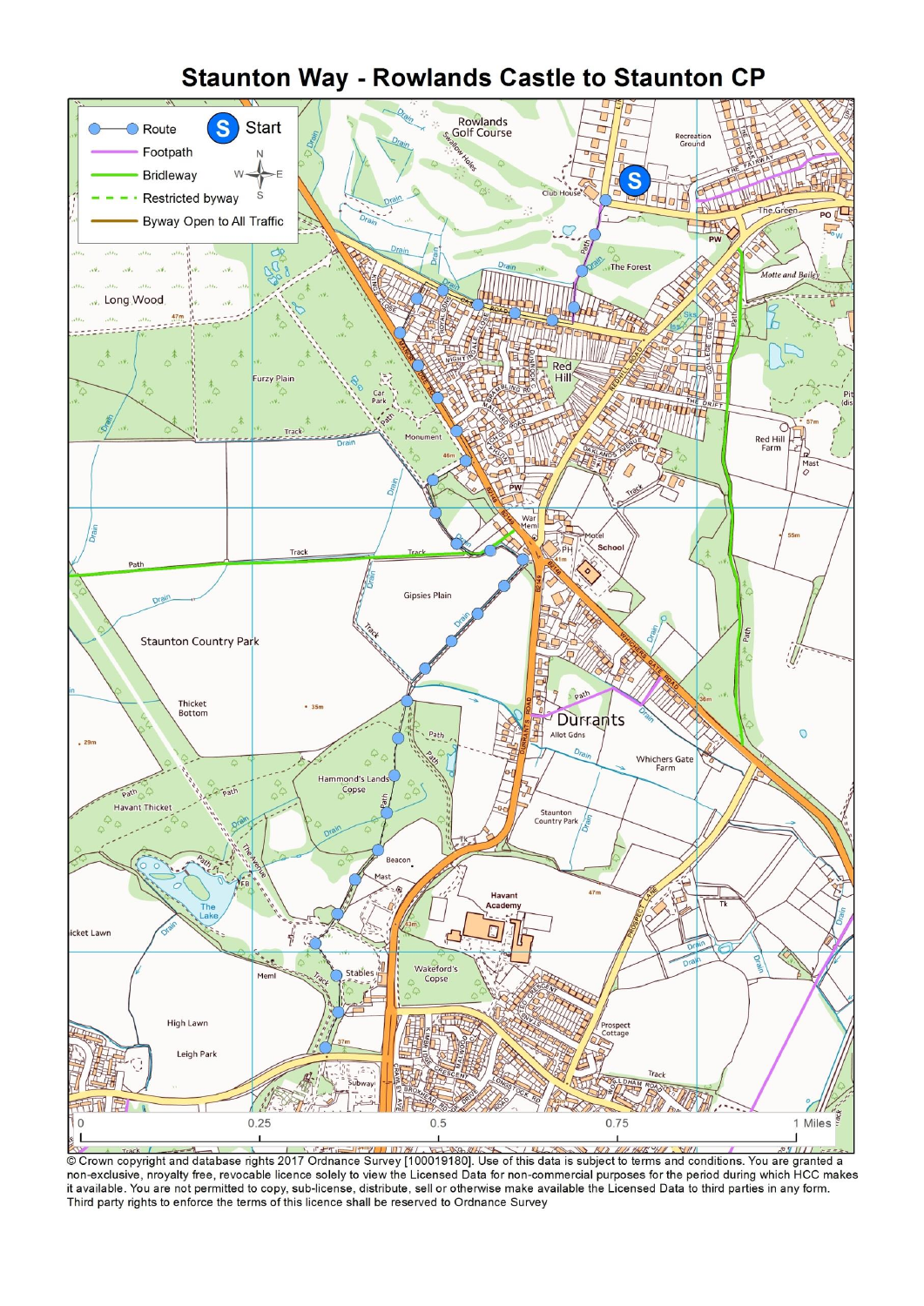# Staunton Way - Rowlands Castle to Staunton CP

Route
Start
Footpath
Bridleway
Restricted byway
Byway Open to All Traffic

0
0.25
0.5
0.75
1 Miles

© Crown copyright and database rights 2017 Ordnance Survey [100019180]. Use of this data is subject to terms and conditions. You are granted a non-exclusive, royalty free, revocable licence solely to view the Licensed Data for non-commercial purposes for the period during which HCC makes it available. You are not permitted to copy, sub-license, distribute, sell or otherwise make available the Licensed Data to third parties in any form. Third party rights to enforce the terms of this licence shall be reserved to Ordnance Survey